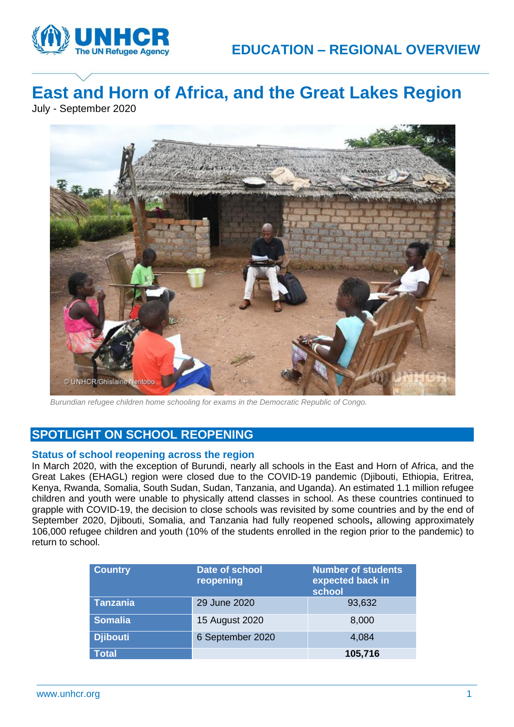# EDUCATION – REGIONAL OVERVIEW

# East and Horn of Africa, and the Great Lakes Region

July - September 2020

*Burundian refugee children home schooling for exams in the Democratic Republic of Congo.*

## SPOTLIGHT ON SCHOOL REOPENING

### Status of school reopening across the region

In March 2020, with the exception of Burundi, nearly all schools in the East and Horn of Africa, and the Great Lakes (EHAGL) region were closed due to the COVID-19 pandemic (Djibouti, Ethiopia, Eritrea, Kenya, Rwanda, Somalia, South Sudan, Sudan, Tanzania, and Uganda). An estimated 1.1 million refugee children and youth were unable to physically attend classes in school. As these countries continued to grapple with COVID-19, the decision to close schools was revisited by some countries and by the end of September 2020, Djibouti, Somalia, and Tanzania had fully reopened schools**,** allowing approximately 106,000 refugee children and youth (10% of the students enrolled in the region prior to the pandemic) to return to school.

| Country | Date of school reopening | Number of students expected back in school |
|---|---|---|
| **Tanzania** | 29 June 2020 | 93,632 |
| **Somalia** | 15 August 2020 | 8,000 |
| **Djibouti** | 6 September 2020 | 4,084 |
| **Total** | | **105,716** |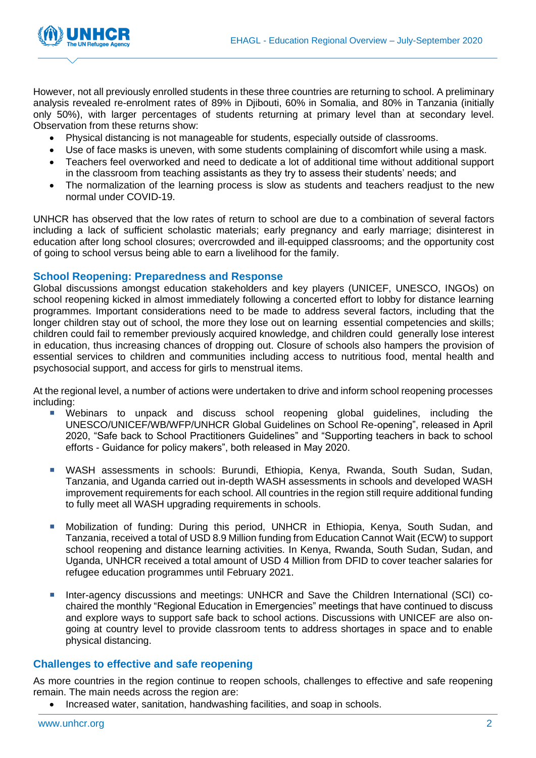However, not all previously enrolled students in these three countries are returning to school. A preliminary analysis revealed re-enrolment rates of 89% in Djibouti, 60% in Somalia, and 80% in Tanzania (initially only 50%), with larger percentages of students returning at primary level than at secondary level. Observation from these returns show:

- Physical distancing is not manageable for students, especially outside of classrooms.
- Use of face masks is uneven, with some students complaining of discomfort while using a mask.
- Teachers feel overworked and need to dedicate a lot of additional time without additional support in the classroom from teaching assistants as they try to assess their students' needs; and
- The normalization of the learning process is slow as students and teachers readjust to the new normal under COVID-19.

UNHCR has observed that the low rates of return to school are due to a combination of several factors including a lack of sufficient scholastic materials; early pregnancy and early marriage; disinterest in education after long school closures; overcrowded and ill-equipped classrooms; and the opportunity cost of going to school versus being able to earn a livelihood for the family.

## School Reopening: Preparedness and Response

Global discussions amongst education stakeholders and key players (UNICEF, UNESCO, INGOs) on school reopening kicked in almost immediately following a concerted effort to lobby for distance learning programmes. Important considerations need to be made to address several factors, including that the longer children stay out of school, the more they lose out on learning essential competencies and skills; children could fail to remember previously acquired knowledge, and children could generally lose interest in education, thus increasing chances of dropping out. Closure of schools also hampers the provision of essential services to children and communities including access to nutritious food, mental health and psychosocial support, and access for girls to menstrual items.

At the regional level, a number of actions were undertaken to drive and inform school reopening processes including:

- Webinars to unpack and discuss school reopening global guidelines, including the UNESCO/UNICEF/WB/WFP/UNHCR Global Guidelines on School Re-opening", released in April 2020, "Safe back to School Practitioners Guidelines" and "Supporting teachers in back to school efforts - Guidance for policy makers", both released in May 2020.

- WASH assessments in schools: Burundi, Ethiopia, Kenya, Rwanda, South Sudan, Sudan, Tanzania, and Uganda carried out in-depth WASH assessments in schools and developed WASH improvement requirements for each school. All countries in the region still require additional funding to fully meet all WASH upgrading requirements in schools.

- Mobilization of funding: During this period, UNHCR in Ethiopia, Kenya, South Sudan, and Tanzania, received a total of USD 8.9 Million funding from Education Cannot Wait (ECW) to support school reopening and distance learning activities. In Kenya, Rwanda, South Sudan, Sudan, and Uganda, UNHCR received a total amount of USD 4 Million from DFID to cover teacher salaries for refugee education programmes until February 2021.

- Inter-agency discussions and meetings: UNHCR and Save the Children International (SCI) co-chaired the monthly "Regional Education in Emergencies" meetings that have continued to discuss and explore ways to support safe back to school actions. Discussions with UNICEF are also on-going at country level to provide classroom tents to address shortages in space and to enable physical distancing.

## Challenges to effective and safe reopening

As more countries in the region continue to reopen schools, challenges to effective and safe reopening remain. The main needs across the region are:

- Increased water, sanitation, handwashing facilities, and soap in schools.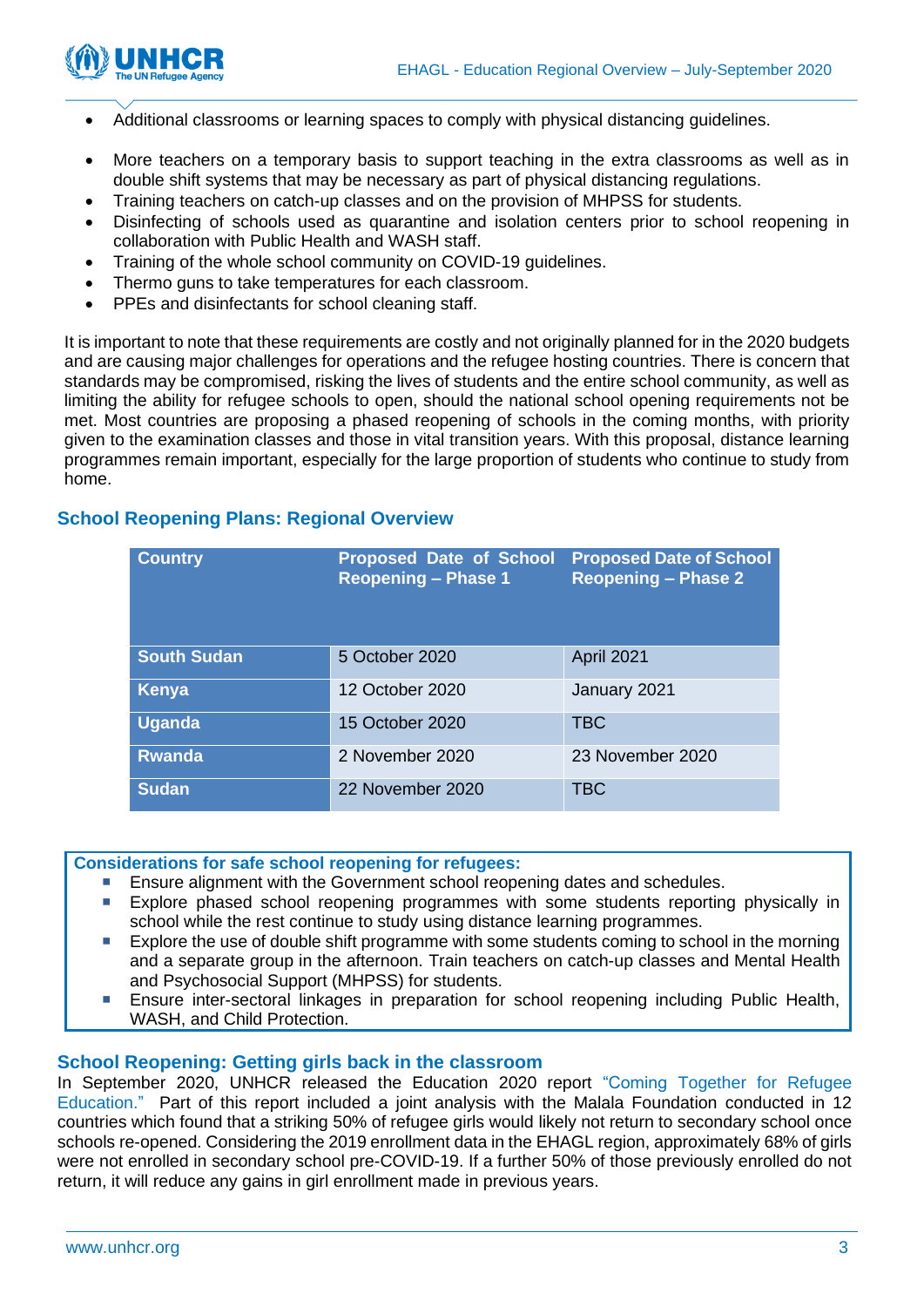- Additional classrooms or learning spaces to comply with physical distancing guidelines.
- More teachers on a temporary basis to support teaching in the extra classrooms as well as in double shift systems that may be necessary as part of physical distancing regulations.
- Training teachers on catch-up classes and on the provision of MHPSS for students.
- Disinfecting of schools used as quarantine and isolation centers prior to school reopening in collaboration with Public Health and WASH staff.
- Training of the whole school community on COVID-19 guidelines.
- Thermo guns to take temperatures for each classroom.
- PPEs and disinfectants for school cleaning staff.

It is important to note that these requirements are costly and not originally planned for in the 2020 budgets and are causing major challenges for operations and the refugee hosting countries. There is concern that standards may be compromised, risking the lives of students and the entire school community, as well as limiting the ability for refugee schools to open, should the national school opening requirements not be met. Most countries are proposing a phased reopening of schools in the coming months, with priority given to the examination classes and those in vital transition years. With this proposal, distance learning programmes remain important, especially for the large proportion of students who continue to study from home.

## School Reopening Plans: Regional Overview

| Country | Proposed Date of School Reopening – Phase 1 | Proposed Date of School Reopening – Phase 2 |
|---|---|---|
| **South Sudan** | 5 October 2020 | April 2021 |
| **Kenya** | 12 October 2020 | January 2021 |
| **Uganda** | 15 October 2020 | TBC |
| **Rwanda** | 2 November 2020 | 23 November 2020 |
| **Sudan** | 22 November 2020 | TBC |

**Considerations for safe school reopening for refugees:**

- Ensure alignment with the Government school reopening dates and schedules.
- Explore phased school reopening programmes with some students reporting physically in school while the rest continue to study using distance learning programmes.
- Explore the use of double shift programme with some students coming to school in the morning and a separate group in the afternoon. Train teachers on catch-up classes and Mental Health and Psychosocial Support (MHPSS) for students.
- Ensure inter-sectoral linkages in preparation for school reopening including Public Health, WASH, and Child Protection.

## School Reopening: Getting girls back in the classroom

In September 2020, UNHCR released the Education 2020 report "Coming Together for Refugee Education." Part of this report included a joint analysis with the Malala Foundation conducted in 12 countries which found that a striking 50% of refugee girls would likely not return to secondary school once schools re-opened. Considering the 2019 enrollment data in the EHAGL region, approximately 68% of girls were not enrolled in secondary school pre-COVID-19. If a further 50% of those previously enrolled do not return, it will reduce any gains in girl enrollment made in previous years.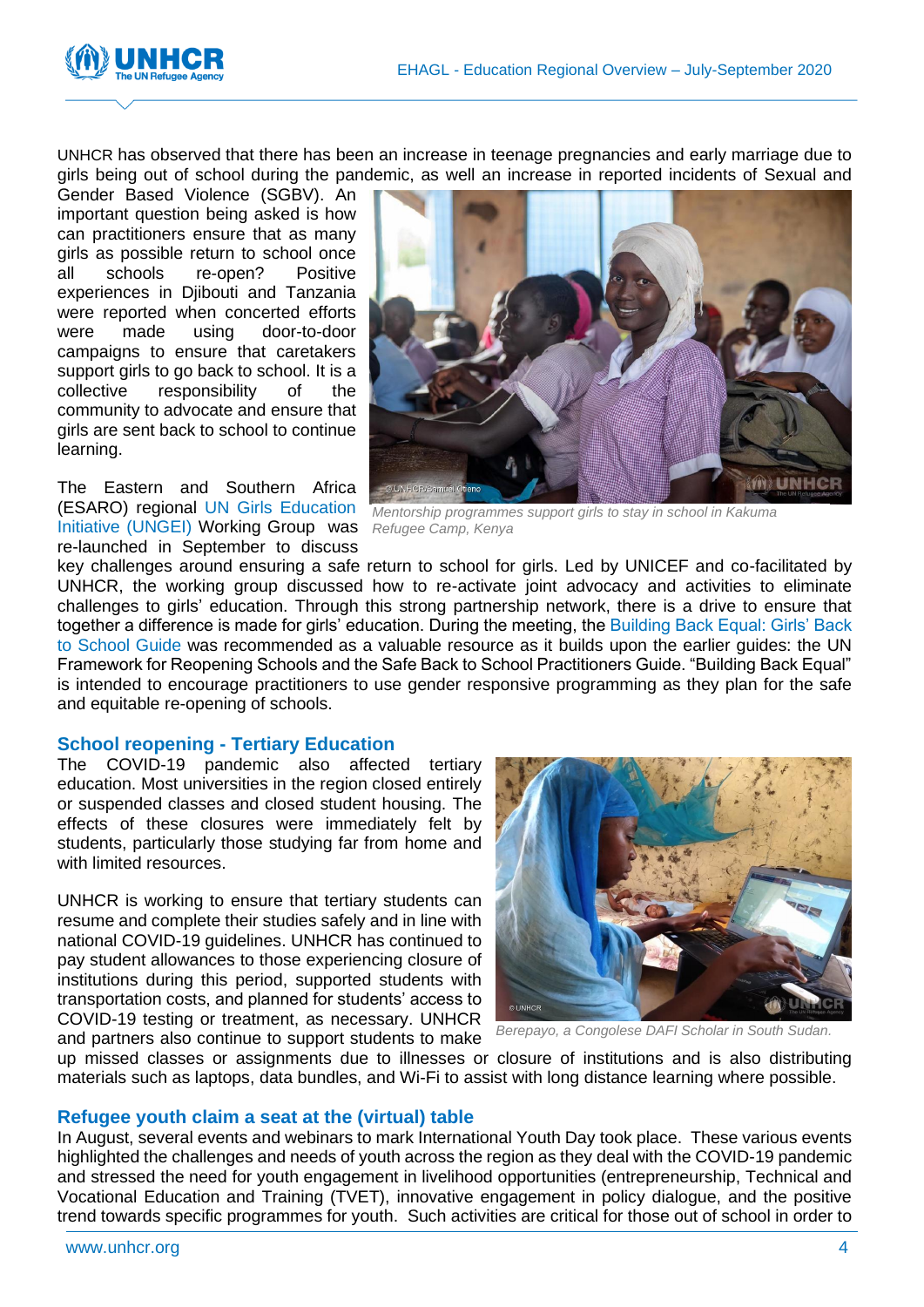UNHCR has observed that there has been an increase in teenage pregnancies and early marriage due to girls being out of school during the pandemic, as well an increase in reported incidents of Sexual and Gender Based Violence (SGBV). An important question being asked is how can practitioners ensure that as many girls as possible return to school once all schools re-open? Positive experiences in Djibouti and Tanzania were reported when concerted efforts were made using door-to-door campaigns to ensure that caretakers support girls to go back to school. It is a collective responsibility of the community to advocate and ensure that girls are sent back to school to continue learning.

*Mentorship programmes support girls to stay in school in Kakuma Refugee Camp, Kenya*

The Eastern and Southern Africa (ESARO) regional UN Girls Education Initiative (UNGEI) Working Group was re-launched in September to discuss key challenges around ensuring a safe return to school for girls. Led by UNICEF and co-facilitated by UNHCR, the working group discussed how to re-activate joint advocacy and activities to eliminate challenges to girls' education. Through this strong partnership network, there is a drive to ensure that together a difference is made for girls' education. During the meeting, the Building Back Equal: Girls' Back to School Guide was recommended as a valuable resource as it builds upon the earlier guides: the UN Framework for Reopening Schools and the Safe Back to School Practitioners Guide. "Building Back Equal" is intended to encourage practitioners to use gender responsive programming as they plan for the safe and equitable re-opening of schools.

## School reopening - Tertiary Education

The COVID-19 pandemic also affected tertiary education. Most universities in the region closed entirely or suspended classes and closed student housing. The effects of these closures were immediately felt by students, particularly those studying far from home and with limited resources.

UNHCR is working to ensure that tertiary students can resume and complete their studies safely and in line with national COVID-19 guidelines. UNHCR has continued to pay student allowances to those experiencing closure of institutions during this period, supported students with transportation costs, and planned for students' access to COVID-19 testing or treatment, as necessary. UNHCR and partners also continue to support students to make up missed classes or assignments due to illnesses or closure of institutions and is also distributing materials such as laptops, data bundles, and Wi-Fi to assist with long distance learning where possible.

*Berepayo, a Congolese DAFI Scholar in South Sudan.*

## Refugee youth claim a seat at the (virtual) table

In August, several events and webinars to mark International Youth Day took place. These various events highlighted the challenges and needs of youth across the region as they deal with the COVID-19 pandemic and stressed the need for youth engagement in livelihood opportunities (entrepreneurship, Technical and Vocational Education and Training (TVET), innovative engagement in policy dialogue, and the positive trend towards specific programmes for youth. Such activities are critical for those out of school in order to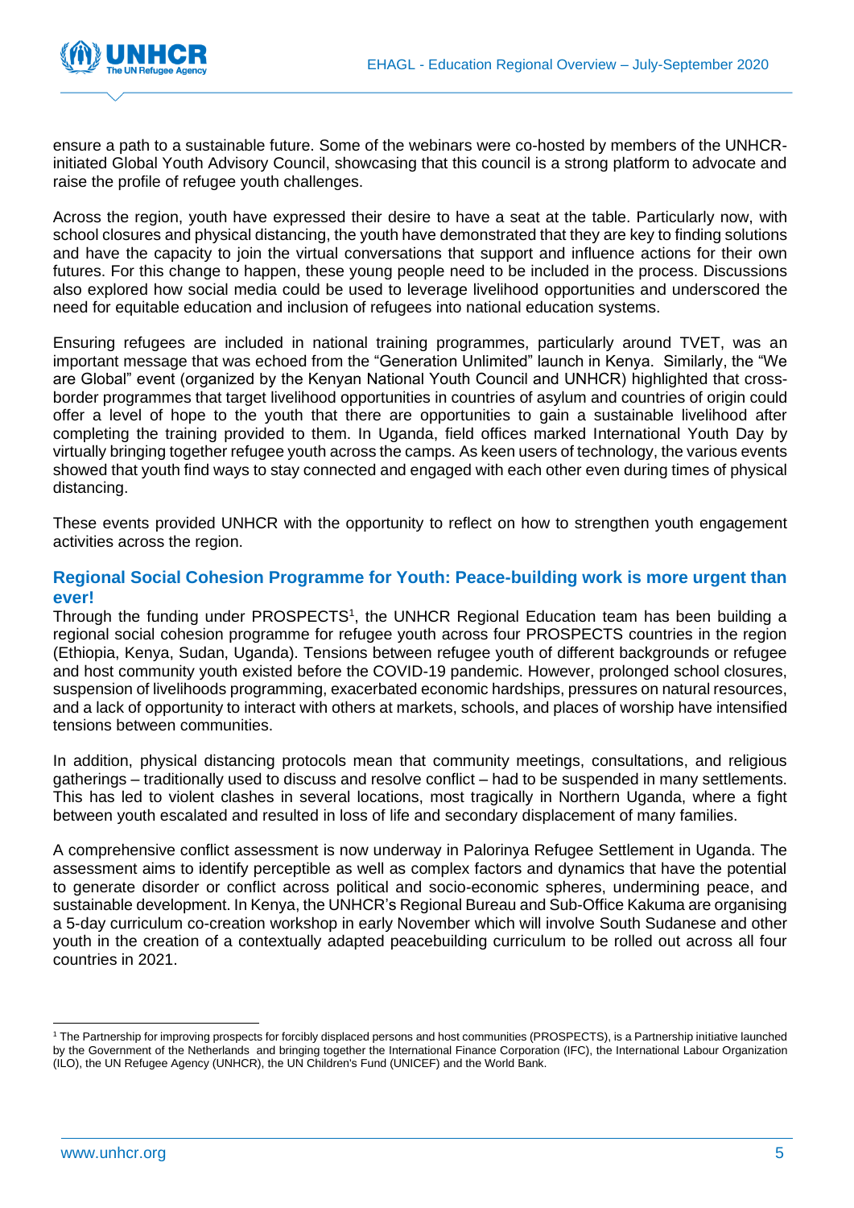ensure a path to a sustainable future. Some of the webinars were co-hosted by members of the UNHCR-initiated Global Youth Advisory Council, showcasing that this council is a strong platform to advocate and raise the profile of refugee youth challenges.

Across the region, youth have expressed their desire to have a seat at the table. Particularly now, with school closures and physical distancing, the youth have demonstrated that they are key to finding solutions and have the capacity to join the virtual conversations that support and influence actions for their own futures. For this change to happen, these young people need to be included in the process. Discussions also explored how social media could be used to leverage livelihood opportunities and underscored the need for equitable education and inclusion of refugees into national education systems.

Ensuring refugees are included in national training programmes, particularly around TVET, was an important message that was echoed from the "Generation Unlimited" launch in Kenya. Similarly, the "We are Global" event (organized by the Kenyan National Youth Council and UNHCR) highlighted that cross-border programmes that target livelihood opportunities in countries of asylum and countries of origin could offer a level of hope to the youth that there are opportunities to gain a sustainable livelihood after completing the training provided to them. In Uganda, field offices marked International Youth Day by virtually bringing together refugee youth across the camps. As keen users of technology, the various events showed that youth find ways to stay connected and engaged with each other even during times of physical distancing.

These events provided UNHCR with the opportunity to reflect on how to strengthen youth engagement activities across the region.

## Regional Social Cohesion Programme for Youth: Peace-building work is more urgent than ever!

Through the funding under PROSPECTS[1], the UNHCR Regional Education team has been building a regional social cohesion programme for refugee youth across four PROSPECTS countries in the region (Ethiopia, Kenya, Sudan, Uganda). Tensions between refugee youth of different backgrounds or refugee and host community youth existed before the COVID-19 pandemic. However, prolonged school closures, suspension of livelihoods programming, exacerbated economic hardships, pressures on natural resources, and a lack of opportunity to interact with others at markets, schools, and places of worship have intensified tensions between communities.

In addition, physical distancing protocols mean that community meetings, consultations, and religious gatherings – traditionally used to discuss and resolve conflict – had to be suspended in many settlements. This has led to violent clashes in several locations, most tragically in Northern Uganda, where a fight between youth escalated and resulted in loss of life and secondary displacement of many families.

A comprehensive conflict assessment is now underway in Palorinya Refugee Settlement in Uganda. The assessment aims to identify perceptible as well as complex factors and dynamics that have the potential to generate disorder or conflict across political and socio-economic spheres, undermining peace, and sustainable development. In Kenya, the UNHCR's Regional Bureau and Sub-Office Kakuma are organising a 5-day curriculum co-creation workshop in early November which will involve South Sudanese and other youth in the creation of a contextually adapted peacebuilding curriculum to be rolled out across all four countries in 2021.

[1] The Partnership for improving prospects for forcibly displaced persons and host communities (PROSPECTS), is a Partnership initiative launched by the Government of the Netherlands and bringing together the International Finance Corporation (IFC), the International Labour Organization (ILO), the UN Refugee Agency (UNHCR), the UN Children's Fund (UNICEF) and the World Bank.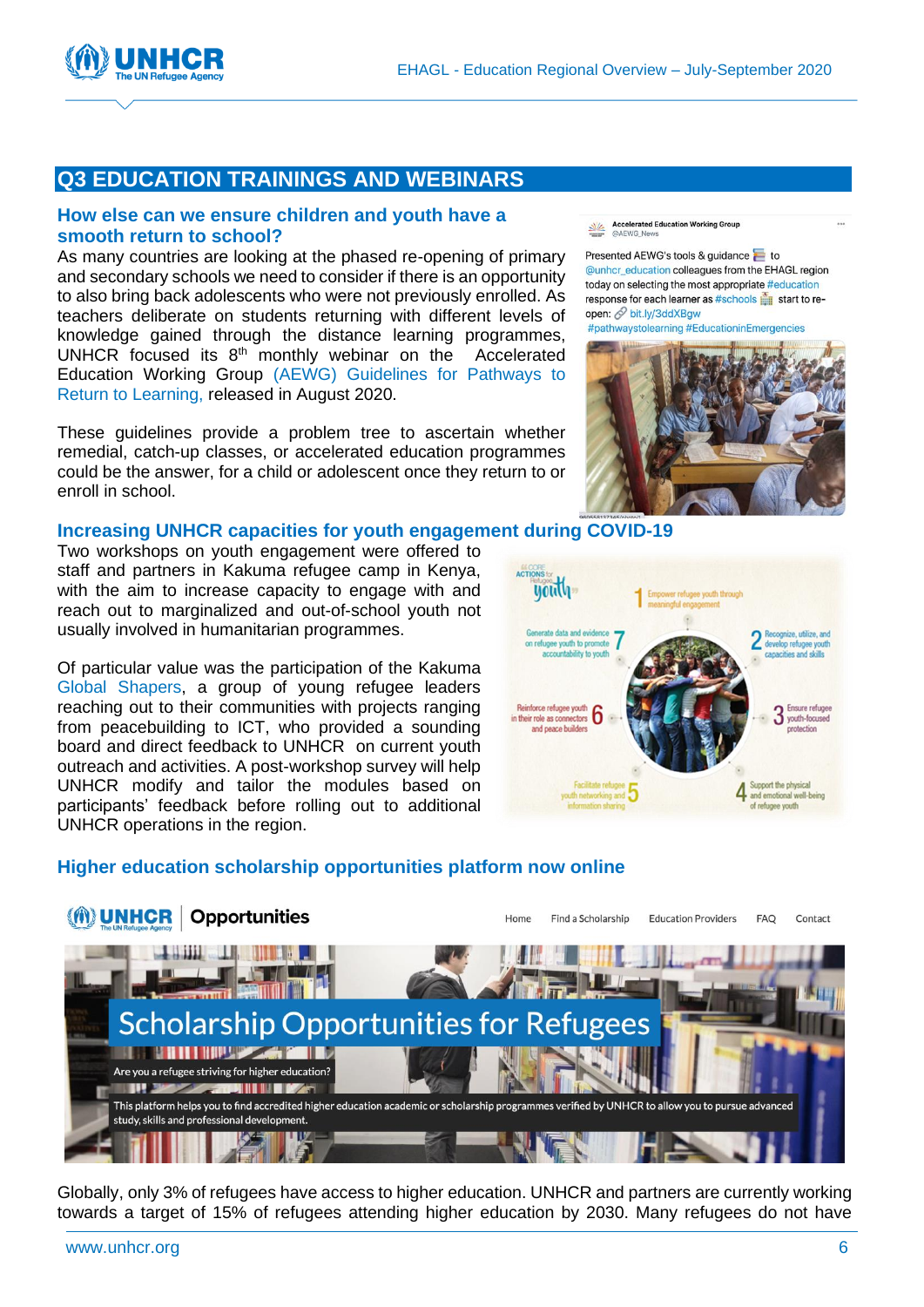## Q3 EDUCATION TRAININGS AND WEBINARS

### How else can we ensure children and youth have a smooth return to school?

As many countries are looking at the phased re-opening of primary and secondary schools we need to consider if there is an opportunity to also bring back adolescents who were not previously enrolled. As teachers deliberate on students returning with different levels of knowledge gained through the distance learning programmes, UNHCR focused its 8th monthly webinar on the Accelerated Education Working Group (AEWG) Guidelines for Pathways to Return to Learning, released in August 2020.

These guidelines provide a problem tree to ascertain whether remedial, catch-up classes, or accelerated education programmes could be the answer, for a child or adolescent once they return to or enroll in school.

Accelerated Education Working Group
@AEWG_News

Presented AEWG's tools & guidance to @unhcr_education colleagues from the EHAGL region today on selecting the most appropriate #education response for each learner as #schools start to re-open: bit.ly/3ddXBgw
#pathwaystolearning #EducationinEmergencies

### Increasing UNHCR capacities for youth engagement during COVID-19

Two workshops on youth engagement were offered to staff and partners in Kakuma refugee camp in Kenya, with the aim to increase capacity to engage with and reach out to marginalized and out-of-school youth not usually involved in humanitarian programmes.

Of particular value was the participation of the Kakuma Global Shapers, a group of young refugee leaders reaching out to their communities with projects ranging from peacebuilding to ICT, who provided a sounding board and direct feedback to UNHCR on current youth outreach and activities. A post-workshop survey will help UNHCR modify and tailor the modules based on participants' feedback before rolling out to additional UNHCR operations in the region.

CORE ACTIONS for Refugee youth

1 Empower refugee youth through meaningful engagement

2 Recognize, utilize, and develop refugee youth capacities and skills

3 Ensure refugee youth-focused protection

4 Support the physical and emotional well-being of refugee youth

5 Facilitate refugee youth networking and information sharing

6 Reinforce refugee youth in their role as connectors and peace builders

7 Generate data and evidence on refugee youth to promote accountability to youth

### Higher education scholarship opportunities platform now online

UNHCR Opportunities

Home | Find a Scholarship | Education Providers | FAQ | Contact

Scholarship Opportunities for Refugees

Are you a refugee striving for higher education?

This platform helps you to find accredited higher education academic or scholarship programmes verified by UNHCR to allow you to pursue advanced study, skills and professional development.

Globally, only 3% of refugees have access to higher education. UNHCR and partners are currently working towards a target of 15% of refugees attending higher education by 2030. Many refugees do not have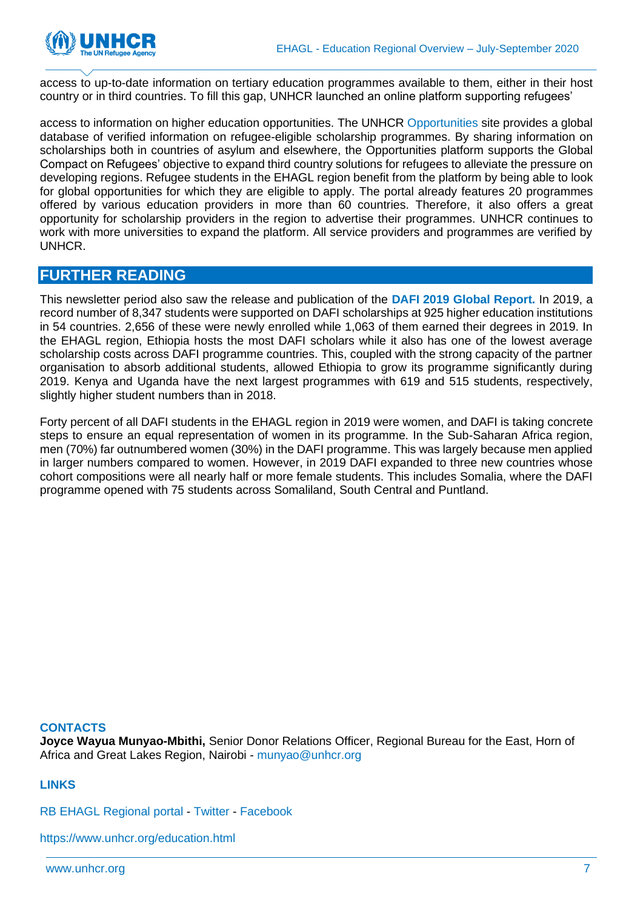access to up-to-date information on tertiary education programmes available to them, either in their host country or in third countries. To fill this gap, UNHCR launched an online platform supporting refugees'

access to information on higher education opportunities. The UNHCR Opportunities site provides a global database of verified information on refugee-eligible scholarship programmes. By sharing information on scholarships both in countries of asylum and elsewhere, the Opportunities platform supports the Global Compact on Refugees' objective to expand third country solutions for refugees to alleviate the pressure on developing regions. Refugee students in the EHAGL region benefit from the platform by being able to look for global opportunities for which they are eligible to apply. The portal already features 20 programmes offered by various education providers in more than 60 countries. Therefore, it also offers a great opportunity for scholarship providers in the region to advertise their programmes. UNHCR continues to work with more universities to expand the platform. All service providers and programmes are verified by UNHCR.

## FURTHER READING

This newsletter period also saw the release and publication of the **DAFI 2019 Global Report.** In 2019, a record number of 8,347 students were supported on DAFI scholarships at 925 higher education institutions in 54 countries. 2,656 of these were newly enrolled while 1,063 of them earned their degrees in 2019. In the EHAGL region, Ethiopia hosts the most DAFI scholars while it also has one of the lowest average scholarship costs across DAFI programme countries. This, coupled with the strong capacity of the partner organisation to absorb additional students, allowed Ethiopia to grow its programme significantly during 2019. Kenya and Uganda have the next largest programmes with 619 and 515 students, respectively, slightly higher student numbers than in 2018.

Forty percent of all DAFI students in the EHAGL region in 2019 were women, and DAFI is taking concrete steps to ensure an equal representation of women in its programme. In the Sub-Saharan Africa region, men (70%) far outnumbered women (30%) in the DAFI programme. This was largely because men applied in larger numbers compared to women. However, in 2019 DAFI expanded to three new countries whose cohort compositions were all nearly half or more female students. This includes Somalia, where the DAFI programme opened with 75 students across Somaliland, South Central and Puntland.

**CONTACTS**

**Joyce Wayua Munyao-Mbithi,** Senior Donor Relations Officer, Regional Bureau for the East, Horn of Africa and Great Lakes Region, Nairobi - munyao@unhcr.org

**LINKS**

RB EHAGL Regional portal - Twitter - Facebook

https://www.unhcr.org/education.html